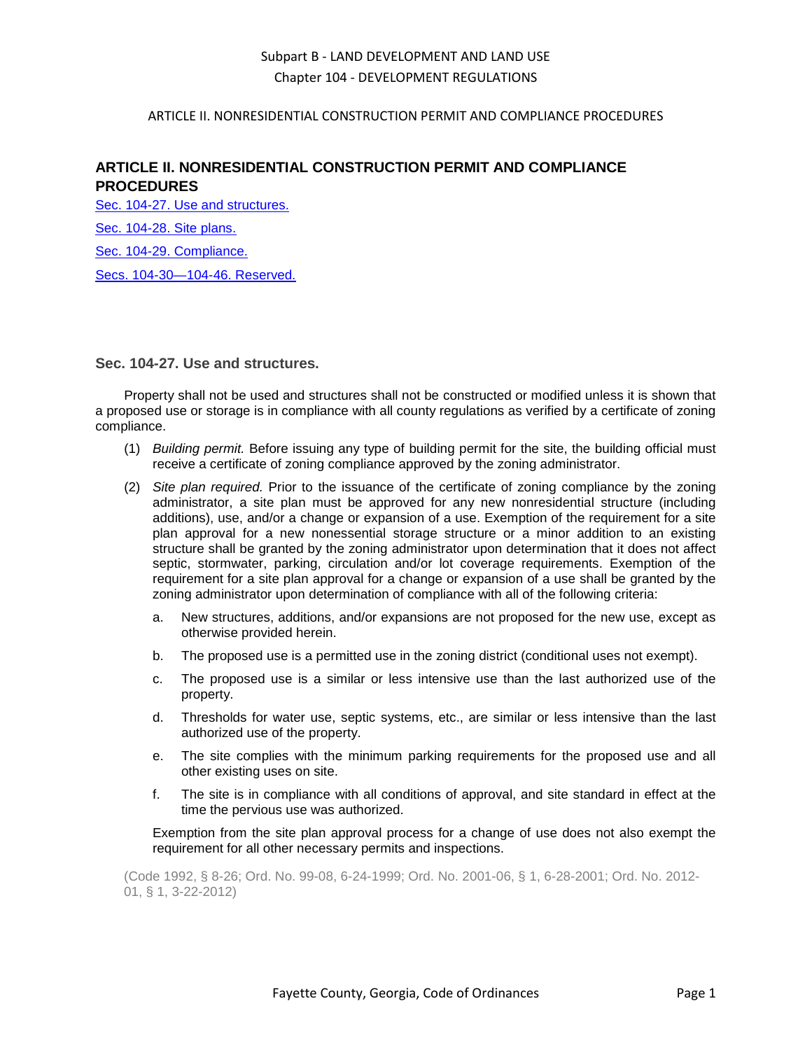## ARTICLE II. NONRESIDENTIAL CONSTRUCTION PERMIT AND COMPLIANCE PROCEDURES

Sec. 104-27. Use and structures.

Sec. 104-28. Site plans.

Sec. 104-29. Compliance.

Secs. 104-30—104-46. Reserved.

### Sec. 104-27. Use and structures.

Property shall not be used and structures shall not be constructed or modified unless it is shown that a proposed use or storage is in compliance with all county regulations as verified by a certificate of zoning compliance.

(1) *Building permit.* Before issuing any type of building permit for the site, the building official must receive a certificate of zoning compliance approved by the zoning administrator.

(2) *Site plan required.* Prior to the issuance of the certificate of zoning compliance by the zoning administrator, a site plan must be approved for any new nonresidential structure (including additions), use, and/or a change or expansion of a use. Exemption of the requirement for a site plan approval for a new nonessential storage structure or a minor addition to an existing structure shall be granted by the zoning administrator upon determination that it does not affect septic, stormwater, parking, circulation and/or lot coverage requirements. Exemption of the requirement for a site plan approval for a change or expansion of a use shall be granted by the zoning administrator upon determination of compliance with all of the following criteria:

   a. New structures, additions, and/or expansions are not proposed for the new use, except as otherwise provided herein.

   b. The proposed use is a permitted use in the zoning district (conditional uses not exempt).

   c. The proposed use is a similar or less intensive use than the last authorized use of the property.

   d. Thresholds for water use, septic systems, etc., are similar or less intensive than the last authorized use of the property.

   e. The site complies with the minimum parking requirements for the proposed use and all other existing uses on site.

   f. The site is in compliance with all conditions of approval, and site standard in effect at the time the pervious use was authorized.

   Exemption from the site plan approval process for a change of use does not also exempt the requirement for all other necessary permits and inspections.

(Code 1992, § 8-26; Ord. No. 99-08, 6-24-1999; Ord. No. 2001-06, § 1, 6-28-2001; Ord. No. 2012-01, § 1, 3-22-2012)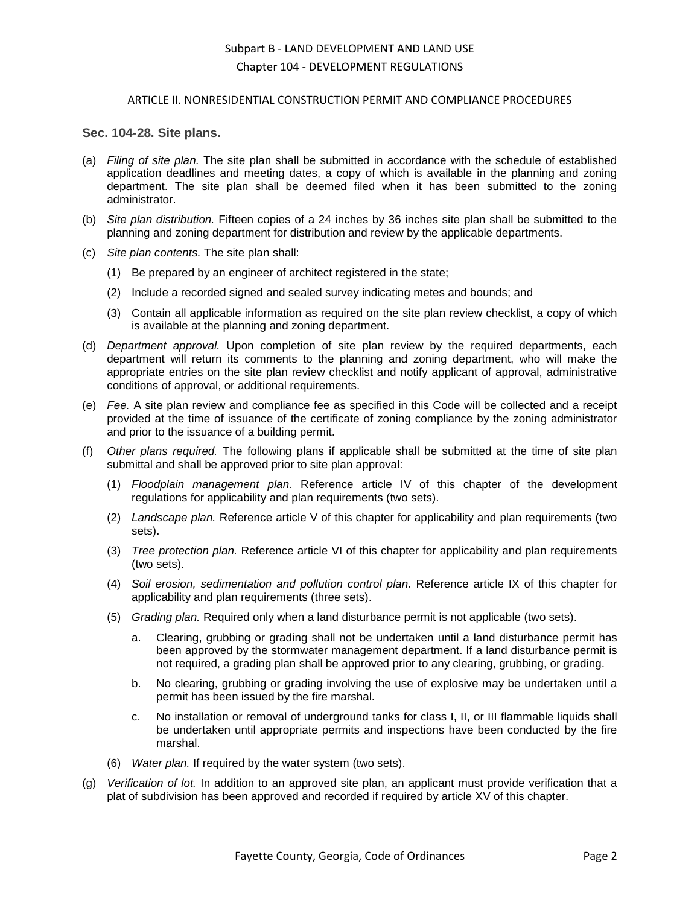## ARTICLE II. NONRESIDENTIAL CONSTRUCTION PERMIT AND COMPLIANCE PROCEDURES

### Sec. 104-28. Site plans.

(a) *Filing of site plan.* The site plan shall be submitted in accordance with the schedule of established application deadlines and meeting dates, a copy of which is available in the planning and zoning department. The site plan shall be deemed filed when it has been submitted to the zoning administrator.

(b) *Site plan distribution.* Fifteen copies of a 24 inches by 36 inches site plan shall be submitted to the planning and zoning department for distribution and review by the applicable departments.

(c) *Site plan contents.* The site plan shall:

(1) Be prepared by an engineer of architect registered in the state;

(2) Include a recorded signed and sealed survey indicating metes and bounds; and

(3) Contain all applicable information as required on the site plan review checklist, a copy of which is available at the planning and zoning department.

(d) *Department approval.* Upon completion of site plan review by the required departments, each department will return its comments to the planning and zoning department, who will make the appropriate entries on the site plan review checklist and notify applicant of approval, administrative conditions of approval, or additional requirements.

(e) *Fee.* A site plan review and compliance fee as specified in this Code will be collected and a receipt provided at the time of issuance of the certificate of zoning compliance by the zoning administrator and prior to the issuance of a building permit.

(f) *Other plans required.* The following plans if applicable shall be submitted at the time of site plan submittal and shall be approved prior to site plan approval:

(1) *Floodplain management plan.* Reference article IV of this chapter of the development regulations for applicability and plan requirements (two sets).

(2) *Landscape plan.* Reference article V of this chapter for applicability and plan requirements (two sets).

(3) *Tree protection plan.* Reference article VI of this chapter for applicability and plan requirements (two sets).

(4) *Soil erosion, sedimentation and pollution control plan.* Reference article IX of this chapter for applicability and plan requirements (three sets).

(5) *Grading plan.* Required only when a land disturbance permit is not applicable (two sets).

a. Clearing, grubbing or grading shall not be undertaken until a land disturbance permit has been approved by the stormwater management department. If a land disturbance permit is not required, a grading plan shall be approved prior to any clearing, grubbing, or grading.

b. No clearing, grubbing or grading involving the use of explosive may be undertaken until a permit has been issued by the fire marshal.

c. No installation or removal of underground tanks for class I, II, or III flammable liquids shall be undertaken until appropriate permits and inspections have been conducted by the fire marshal.

(6) *Water plan.* If required by the water system (two sets).

(g) *Verification of lot.* In addition to an approved site plan, an applicant must provide verification that a plat of subdivision has been approved and recorded if required by article XV of this chapter.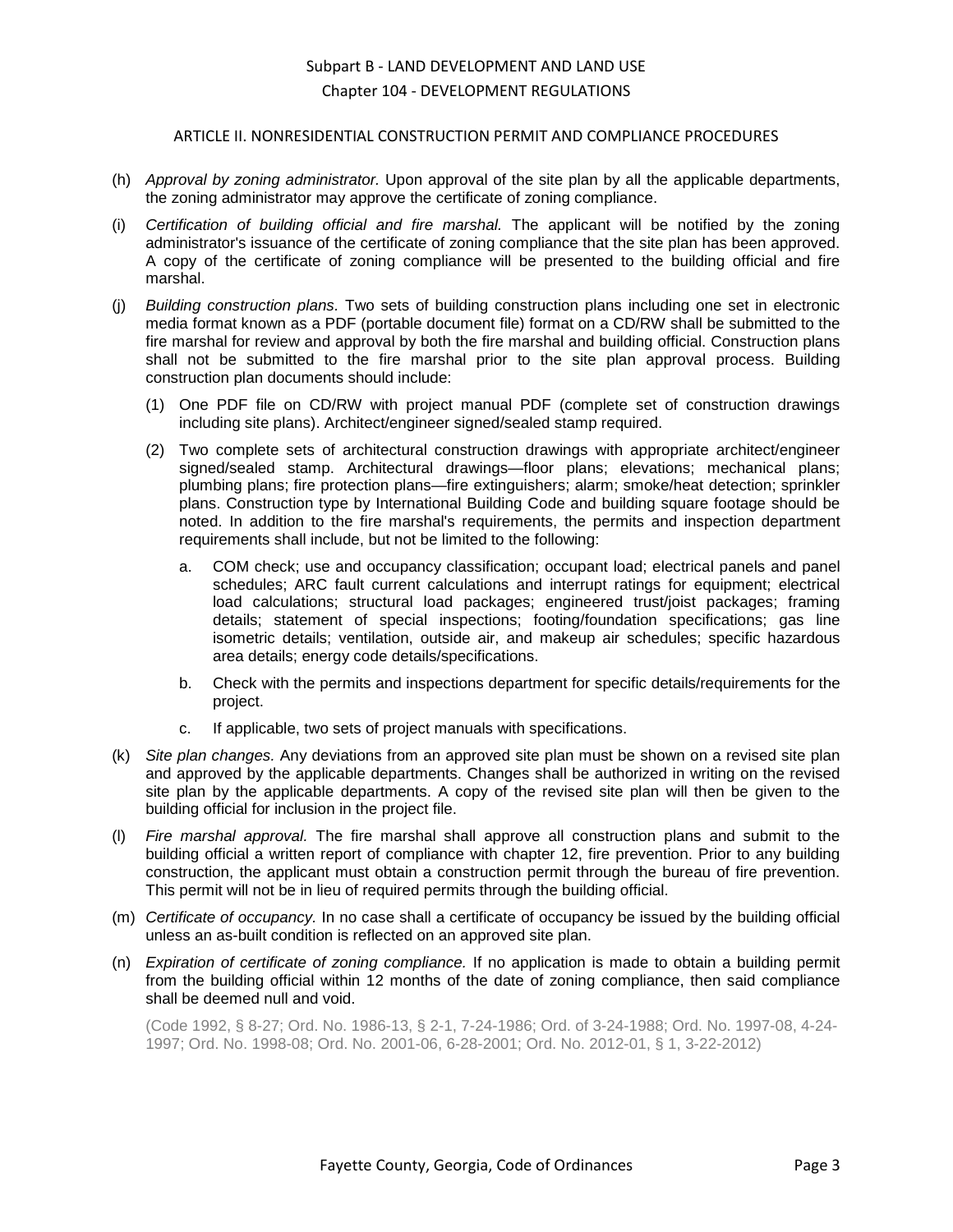(h) *Approval by zoning administrator.* Upon approval of the site plan by all the applicable departments, the zoning administrator may approve the certificate of zoning compliance.

(i) *Certification of building official and fire marshal.* The applicant will be notified by the zoning administrator's issuance of the certificate of zoning compliance that the site plan has been approved. A copy of the certificate of zoning compliance will be presented to the building official and fire marshal.

(j) *Building construction plans.* Two sets of building construction plans including one set in electronic media format known as a PDF (portable document file) format on a CD/RW shall be submitted to the fire marshal for review and approval by both the fire marshal and building official. Construction plans shall not be submitted to the fire marshal prior to the site plan approval process. Building construction plan documents should include:

   (1) One PDF file on CD/RW with project manual PDF (complete set of construction drawings including site plans). Architect/engineer signed/sealed stamp required.

   (2) Two complete sets of architectural construction drawings with appropriate architect/engineer signed/sealed stamp. Architectural drawings—floor plans; elevations; mechanical plans; plumbing plans; fire protection plans—fire extinguishers; alarm; smoke/heat detection; sprinkler plans. Construction type by International Building Code and building square footage should be noted. In addition to the fire marshal's requirements, the permits and inspection department requirements shall include, but not be limited to the following:

      a. COM check; use and occupancy classification; occupant load; electrical panels and panel schedules; ARC fault current calculations and interrupt ratings for equipment; electrical load calculations; structural load packages; engineered trust/joist packages; framing details; statement of special inspections; footing/foundation specifications; gas line isometric details; ventilation, outside air, and makeup air schedules; specific hazardous area details; energy code details/specifications.

      b. Check with the permits and inspections department for specific details/requirements for the project.

      c. If applicable, two sets of project manuals with specifications.

(k) *Site plan changes.* Any deviations from an approved site plan must be shown on a revised site plan and approved by the applicable departments. Changes shall be authorized in writing on the revised site plan by the applicable departments. A copy of the revised site plan will then be given to the building official for inclusion in the project file.

(l) *Fire marshal approval.* The fire marshal shall approve all construction plans and submit to the building official a written report of compliance with chapter 12, fire prevention. Prior to any building construction, the applicant must obtain a construction permit through the bureau of fire prevention. This permit will not be in lieu of required permits through the building official.

(m) *Certificate of occupancy.* In no case shall a certificate of occupancy be issued by the building official unless an as-built condition is reflected on an approved site plan.

(n) *Expiration of certificate of zoning compliance.* If no application is made to obtain a building permit from the building official within 12 months of the date of zoning compliance, then said compliance shall be deemed null and void.

(Code 1992, § 8-27; Ord. No. 1986-13, § 2-1, 7-24-1986; Ord. of 3-24-1988; Ord. No. 1997-08, 4-24-1997; Ord. No. 1998-08; Ord. No. 2001-06, 6-28-2001; Ord. No. 2012-01, § 1, 3-22-2012)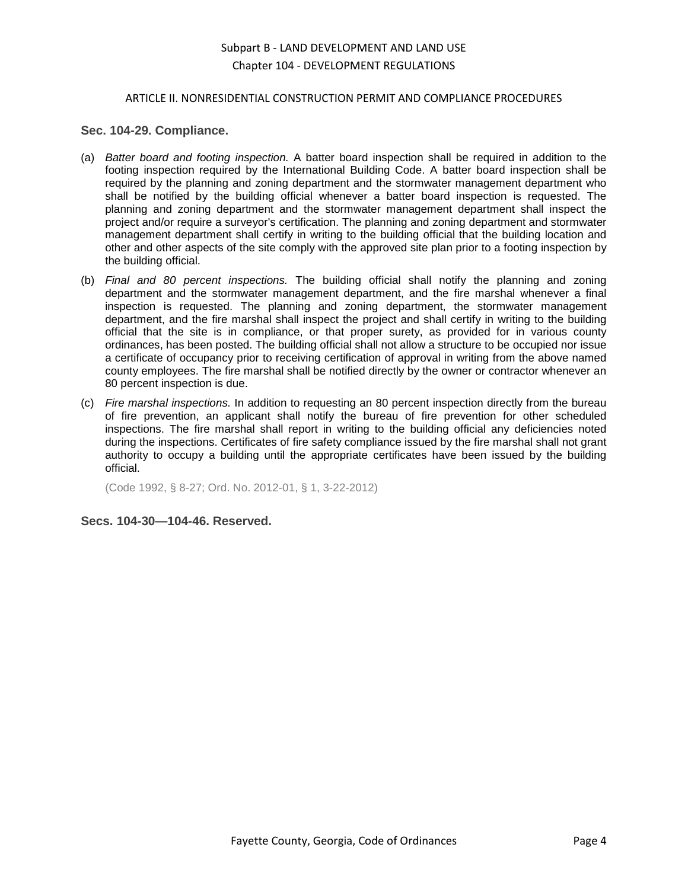## Sec. 104-29. Compliance.

(a) *Batter board and footing inspection.* A batter board inspection shall be required in addition to the footing inspection required by the International Building Code. A batter board inspection shall be required by the planning and zoning department and the stormwater management department who shall be notified by the building official whenever a batter board inspection is requested. The planning and zoning department and the stormwater management department shall inspect the project and/or require a surveyor's certification. The planning and zoning department and stormwater management department shall certify in writing to the building official that the building location and other and other aspects of the site comply with the approved site plan prior to a footing inspection by the building official.

(b) *Final and 80 percent inspections.* The building official shall notify the planning and zoning department and the stormwater management department, and the fire marshal whenever a final inspection is requested. The planning and zoning department, the stormwater management department, and the fire marshal shall inspect the project and shall certify in writing to the building official that the site is in compliance, or that proper surety, as provided for in various county ordinances, has been posted. The building official shall not allow a structure to be occupied nor issue a certificate of occupancy prior to receiving certification of approval in writing from the above named county employees. The fire marshal shall be notified directly by the owner or contractor whenever an 80 percent inspection is due.

(c) *Fire marshal inspections.* In addition to requesting an 80 percent inspection directly from the bureau of fire prevention, an applicant shall notify the bureau of fire prevention for other scheduled inspections. The fire marshal shall report in writing to the building official any deficiencies noted during the inspections. Certificates of fire safety compliance issued by the fire marshal shall not grant authority to occupy a building until the appropriate certificates have been issued by the building official.

(Code 1992, § 8-27; Ord. No. 2012-01, § 1, 3-22-2012)

## Secs. 104-30—104-46. Reserved.